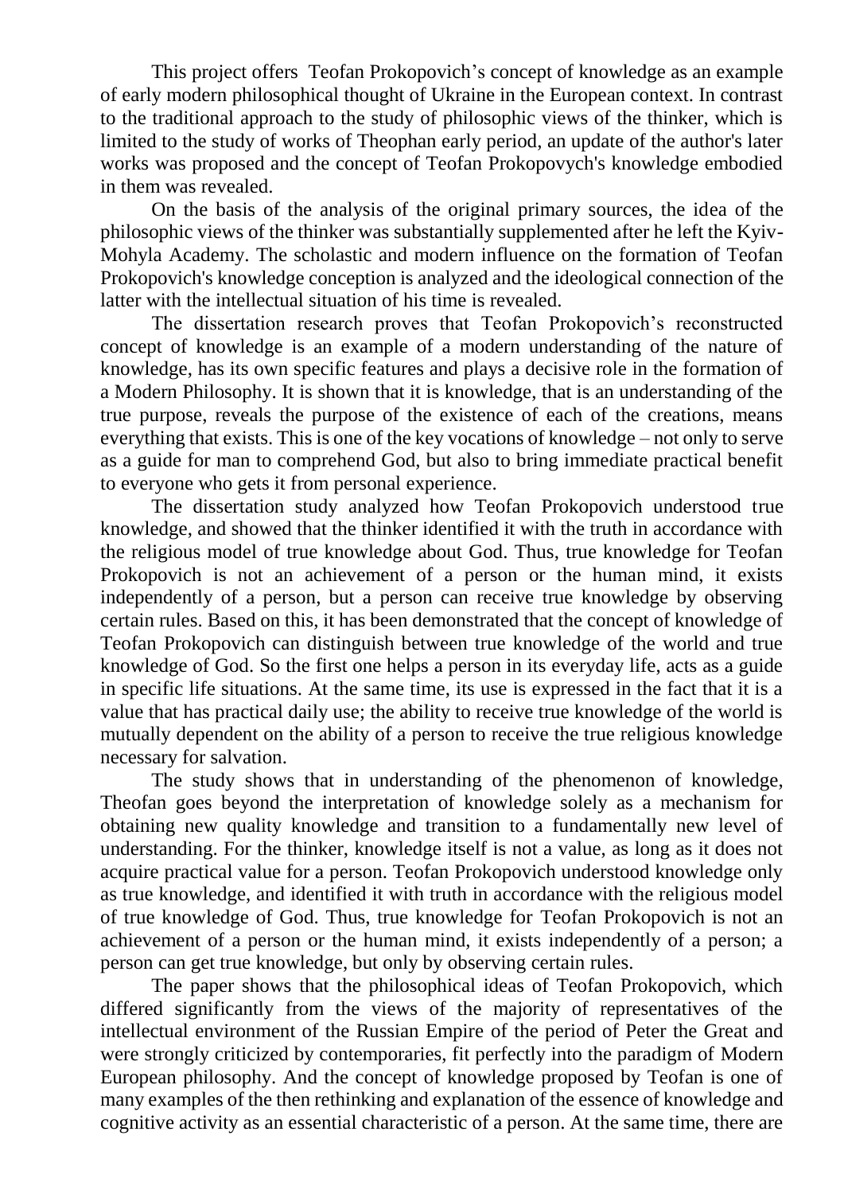This project offers  Teofan Prokopovich's concept of knowledge as an example of early modern philosophical thought of Ukraine in the European context. In contrast to the traditional approach to the study of philosophic views of the thinker, which is limited to the study of works of Theophan early period, an update of the author's later works was proposed and the concept of Teofan Prokopovych's knowledge embodied in them was revealed.

On the basis of the analysis of the original primary sources, the idea of the philosophic views of the thinker was substantially supplemented after he left the Kyiv-Mohyla Academy. The scholastic and modern influence on the formation of Teofan Prokopovich's knowledge conception is analyzed and the ideological connection of the latter with the intellectual situation of his time is revealed.

The dissertation research proves that Teofan Prokopovich's reconstructed concept of knowledge is an example of a modern understanding of the nature of knowledge, has its own specific features and plays a decisive role in the formation of a Modern Philosophy. It is shown that it is knowledge, that is an understanding of the true purpose, reveals the purpose of the existence of each of the creations, means everything that exists. This is one of the key vocations of knowledge – not only to serve as a guide for man to comprehend God, but also to bring immediate practical benefit to everyone who gets it from personal experience.

The dissertation study analyzed how Teofan Prokopovich understood true knowledge, and showed that the thinker identified it with the truth in accordance with the religious model of true knowledge about God. Thus, true knowledge for Teofan Prokopovich is not an achievement of a person or the human mind, it exists independently of a person, but a person can receive true knowledge by observing certain rules. Based on this, it has been demonstrated that the concept of knowledge of Teofan Prokopovich can distinguish between true knowledge of the world and true knowledge of God. So the first one helps a person in its everyday life, acts as a guide in specific life situations. At the same time, its use is expressed in the fact that it is a value that has practical daily use; the ability to receive true knowledge of the world is mutually dependent on the ability of a person to receive the true religious knowledge necessary for salvation.

The study shows that in understanding of the phenomenon of knowledge, Theofan goes beyond the interpretation of knowledge solely as a mechanism for obtaining new quality knowledge and transition to a fundamentally new level of understanding. For the thinker, knowledge itself is not a value, as long as it does not acquire practical value for a person. Teofan Prokopovich understood knowledge only as true knowledge, and identified it with truth in accordance with the religious model of true knowledge of God. Thus, true knowledge for Teofan Prokopovich is not an achievement of a person or the human mind, it exists independently of a person; a person can get true knowledge, but only by observing certain rules.

The paper shows that the philosophical ideas of Teofan Prokopovich, which differed significantly from the views of the majority of representatives of the intellectual environment of the Russian Empire of the period of Peter the Great and were strongly criticized by contemporaries, fit perfectly into the paradigm of Modern European philosophy. And the concept of knowledge proposed by Teofan is one of many examples of the then rethinking and explanation of the essence of knowledge and cognitive activity as an essential characteristic of a person. At the same time, there are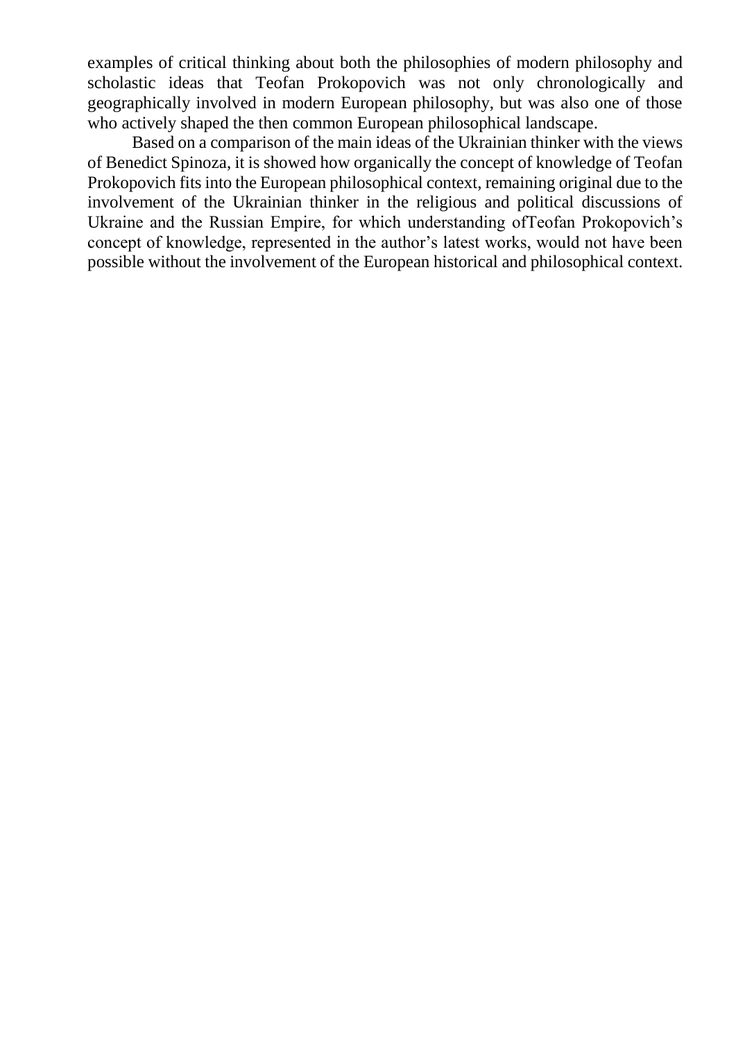examples of critical thinking about both the philosophies of modern philosophy and scholastic ideas that Teofan Prokopovich was not only chronologically and geographically involved in modern European philosophy, but was also one of those who actively shaped the then common European philosophical landscape.

Based on a comparison of the main ideas of the Ukrainian thinker with the views of Benedict Spinoza, it is showed how organically the concept of knowledge of Teofan Prokopovich fits into the European philosophical context, remaining original due to the involvement of the Ukrainian thinker in the religious and political discussions of Ukraine and the Russian Empire, for which understanding ofTeofan Prokopovich's concept of knowledge, represented in the author's latest works, would not have been possible without the involvement of the European historical and philosophical context.